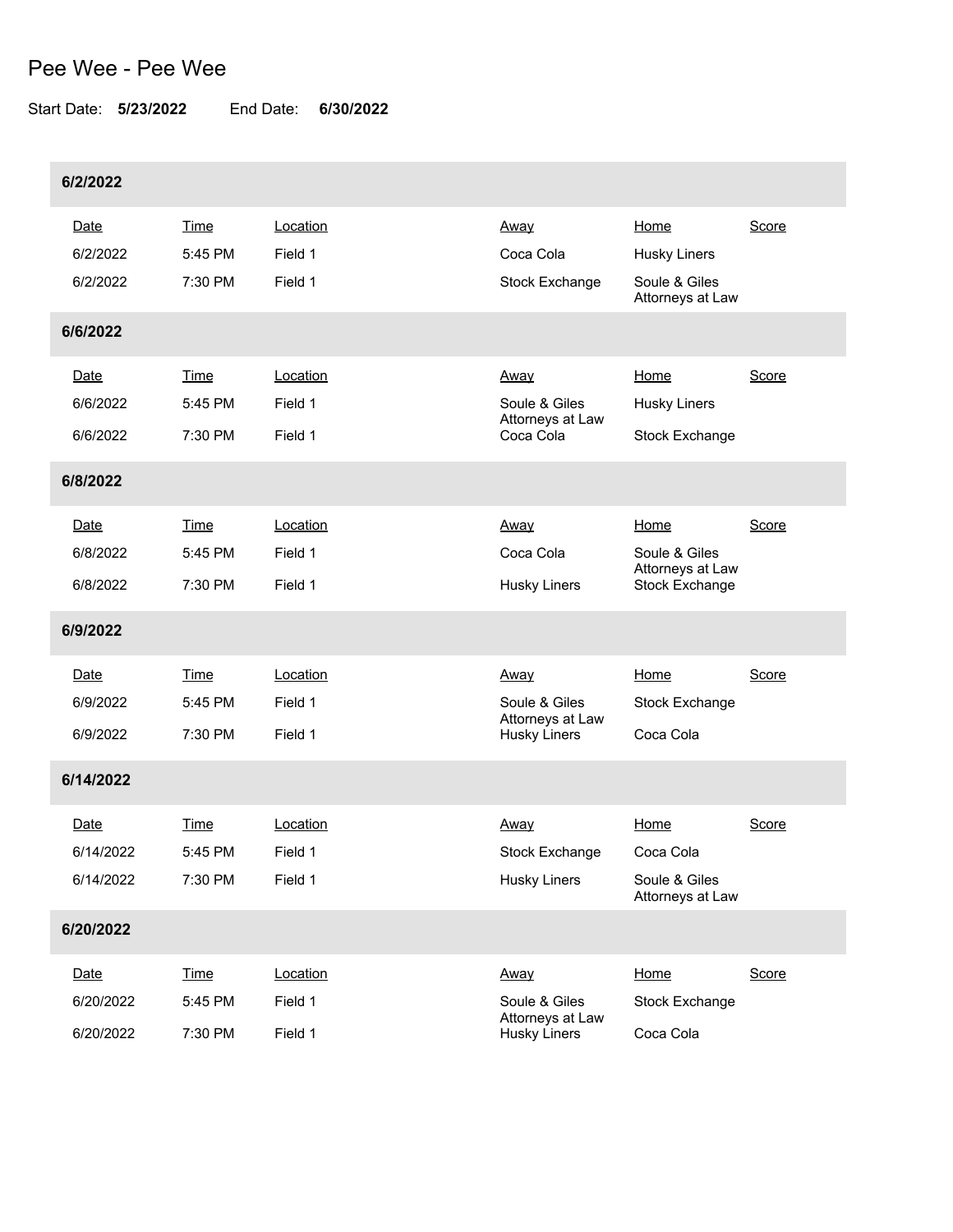# Pee Wee - Pee Wee

Start Date: **5/23/2022** End Date: **6/30/2022**

### 6/2/2022

| Date | Time | Location | Away | Home | Score |
|---|---|---|---|---|---|
| 6/2/2022 | 5:45 PM | Field 1 | Coca Cola | Husky Liners | |
| 6/2/2022 | 7:30 PM | Field 1 | Stock Exchange | Soule & Giles Attorneys at Law | |

### 6/6/2022

| Date | Time | Location | Away | Home | Score |
|---|---|---|---|---|---|
| 6/6/2022 | 5:45 PM | Field 1 | Soule & Giles Attorneys at Law | Husky Liners | |
| 6/6/2022 | 7:30 PM | Field 1 | Coca Cola | Stock Exchange | |

### 6/8/2022

| Date | Time | Location | Away | Home | Score |
|---|---|---|---|---|---|
| 6/8/2022 | 5:45 PM | Field 1 | Coca Cola | Soule & Giles Attorneys at Law | |
| 6/8/2022 | 7:30 PM | Field 1 | Husky Liners | Stock Exchange | |

### 6/9/2022

| Date | Time | Location | Away | Home | Score |
|---|---|---|---|---|---|
| 6/9/2022 | 5:45 PM | Field 1 | Soule & Giles Attorneys at Law | Stock Exchange | |
| 6/9/2022 | 7:30 PM | Field 1 | Husky Liners | Coca Cola | |

### 6/14/2022

| Date | Time | Location | Away | Home | Score |
|---|---|---|---|---|---|
| 6/14/2022 | 5:45 PM | Field 1 | Stock Exchange | Coca Cola | |
| 6/14/2022 | 7:30 PM | Field 1 | Husky Liners | Soule & Giles Attorneys at Law | |

### 6/20/2022

| Date | Time | Location | Away | Home | Score |
|---|---|---|---|---|---|
| 6/20/2022 | 5:45 PM | Field 1 | Soule & Giles Attorneys at Law | Stock Exchange | |
| 6/20/2022 | 7:30 PM | Field 1 | Husky Liners | Coca Cola | |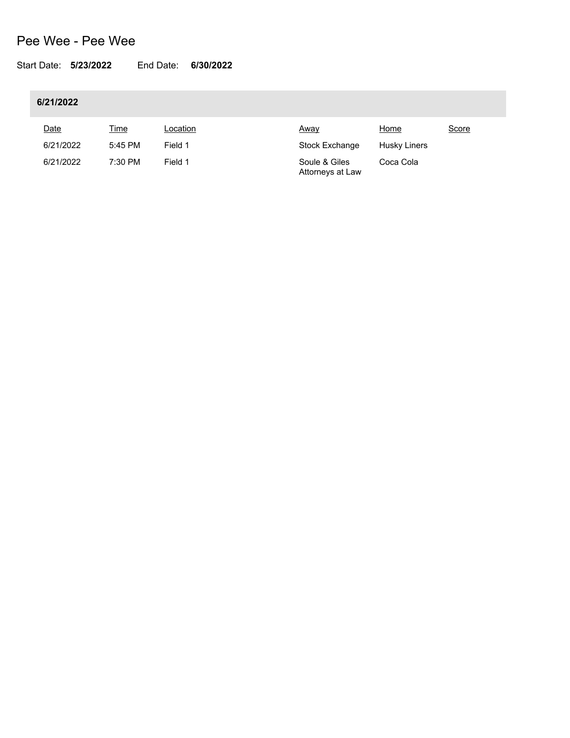# Pee Wee - Pee Wee

Start Date: **5/23/2022** End Date: **6/30/2022**

### 6/21/2022

| Date | Time | Location | Away | Home | Score |
|---|---|---|---|---|---|
| 6/21/2022 | 5:45 PM | Field 1 | Stock Exchange | Husky Liners | |
| 6/21/2022 | 7:30 PM | Field 1 | Soule & Giles Attorneys at Law | Coca Cola | |